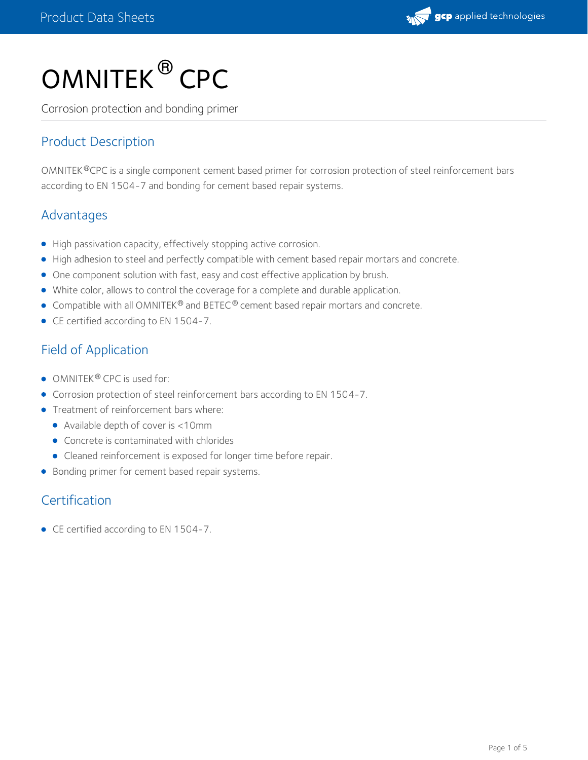# OMNITEK® CPC

Corrosion protection and bonding primer

## Product Description

OMNITEK®CPC is a single component cement based primer for corrosion protection of steel reinforcement bars according to EN 1504-7 and bonding for cement based repair systems.

## Advantages

- High passivation capacity, effectively stopping active corrosion.
- High adhesion to steel and perfectly compatible with cement based repair mortars and concrete.
- One component solution with fast, easy and cost effective application by brush.
- White color, allows to control the coverage for a complete and durable application.
- Compatible with all OMNITEK® and BETEC® cement based repair mortars and concrete.
- CE certified according to EN 1504-7.

## Field of Application

- OMNITEK® CPC is used for:
- Corrosion protection of steel reinforcement bars according to EN 1504-7.
- Treatment of reinforcement bars where:
  - Available depth of cover is <10mm
  - Concrete is contaminated with chlorides
  - Cleaned reinforcement is exposed for longer time before repair.
- Bonding primer for cement based repair systems.

## Certification

- CE certified according to EN 1504-7.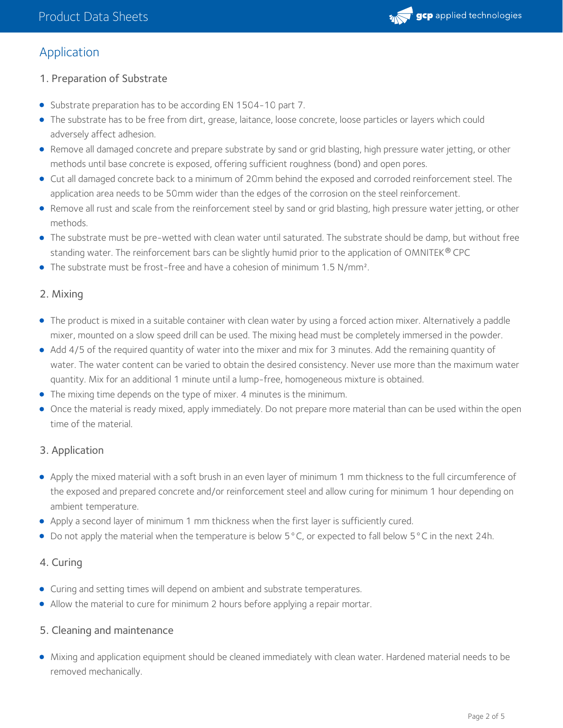## Application

### 1. Preparation of Substrate

- Substrate preparation has to be according EN 1504-10 part 7.
- The substrate has to be free from dirt, grease, laitance, loose concrete, loose particles or layers which could adversely affect adhesion.
- Remove all damaged concrete and prepare substrate by sand or grid blasting, high pressure water jetting, or other methods until base concrete is exposed, offering sufficient roughness (bond) and open pores.
- Cut all damaged concrete back to a minimum of 20mm behind the exposed and corroded reinforcement steel. The application area needs to be 50mm wider than the edges of the corrosion on the steel reinforcement.
- Remove all rust and scale from the reinforcement steel by sand or grid blasting, high pressure water jetting, or other methods.
- The substrate must be pre-wetted with clean water until saturated. The substrate should be damp, but without free standing water. The reinforcement bars can be slightly humid prior to the application of OMNITEK® CPC
- The substrate must be frost-free and have a cohesion of minimum 1.5 N/mm².

### 2. Mixing

- The product is mixed in a suitable container with clean water by using a forced action mixer. Alternatively a paddle mixer, mounted on a slow speed drill can be used. The mixing head must be completely immersed in the powder.
- Add 4/5 of the required quantity of water into the mixer and mix for 3 minutes. Add the remaining quantity of water. The water content can be varied to obtain the desired consistency. Never use more than the maximum water quantity. Mix for an additional 1 minute until a lump-free, homogeneous mixture is obtained.
- The mixing time depends on the type of mixer. 4 minutes is the minimum.
- Once the material is ready mixed, apply immediately. Do not prepare more material than can be used within the open time of the material.

### 3. Application

- Apply the mixed material with a soft brush in an even layer of minimum 1 mm thickness to the full circumference of the exposed and prepared concrete and/or reinforcement steel and allow curing for minimum 1 hour depending on ambient temperature.
- Apply a second layer of minimum 1 mm thickness when the first layer is sufficiently cured.
- Do not apply the material when the temperature is below 5°C, or expected to fall below 5°C in the next 24h.

### 4. Curing

- Curing and setting times will depend on ambient and substrate temperatures.
- Allow the material to cure for minimum 2 hours before applying a repair mortar.

### 5. Cleaning and maintenance

- Mixing and application equipment should be cleaned immediately with clean water. Hardened material needs to be removed mechanically.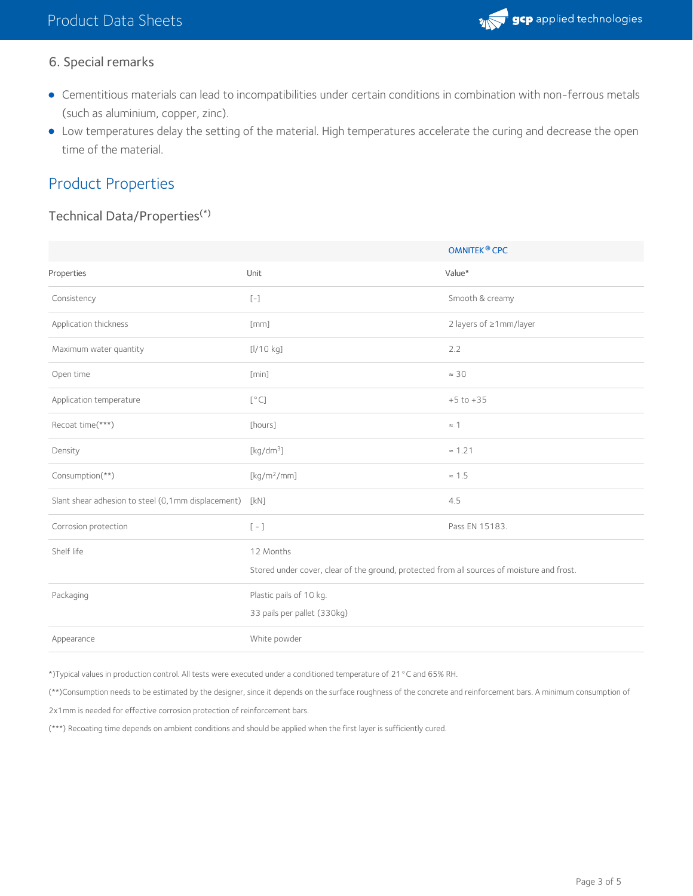### 6. Special remarks

- Cementitious materials can lead to incompatibilities under certain conditions in combination with non-ferrous metals (such as aluminium, copper, zinc).
- Low temperatures delay the setting of the material. High temperatures accelerate the curing and decrease the open time of the material.

## Product Properties

### Technical Data/Properties(*)

| | | OMNITEK® CPC |
|---|---|---|
| Properties | Unit | Value* |
| Consistency | [-] | Smooth & creamy |
| Application thickness | [mm] | 2 layers of ≥1mm/layer |
| Maximum water quantity | [l/10 kg] | 2.2 |
| Open time | [min] | ≈ 30 |
| Application temperature | [°C] | +5 to +35 |
| Recoat time(***) | [hours] | ≈ 1 |
| Density | [kg/dm$^3$] | ≈ 1.21 |
| Consumption(**) | [kg/m$^2$/mm] | ≈ 1.5 |
| Slant shear adhesion to steel (0,1mm displacement) | [kN] | 4.5 |
| Corrosion protection | [ - ] | Pass EN 15183. |
| Shelf life | 12 Months<br>Stored under cover, clear of the ground, protected from all sources of moisture and frost. | |
| Packaging | Plastic pails of 10 kg.<br>33 pails per pallet (330kg) | |
| Appearance | White powder | |

*)Typical values in production control. All tests were executed under a conditioned temperature of 21°C and 65% RH.

(**)Consumption needs to be estimated by the designer, since it depends on the surface roughness of the concrete and reinforcement bars. A minimum consumption of 2x1mm is needed for effective corrosion protection of reinforcement bars.

(***) Recoating time depends on ambient conditions and should be applied when the first layer is sufficiently cured.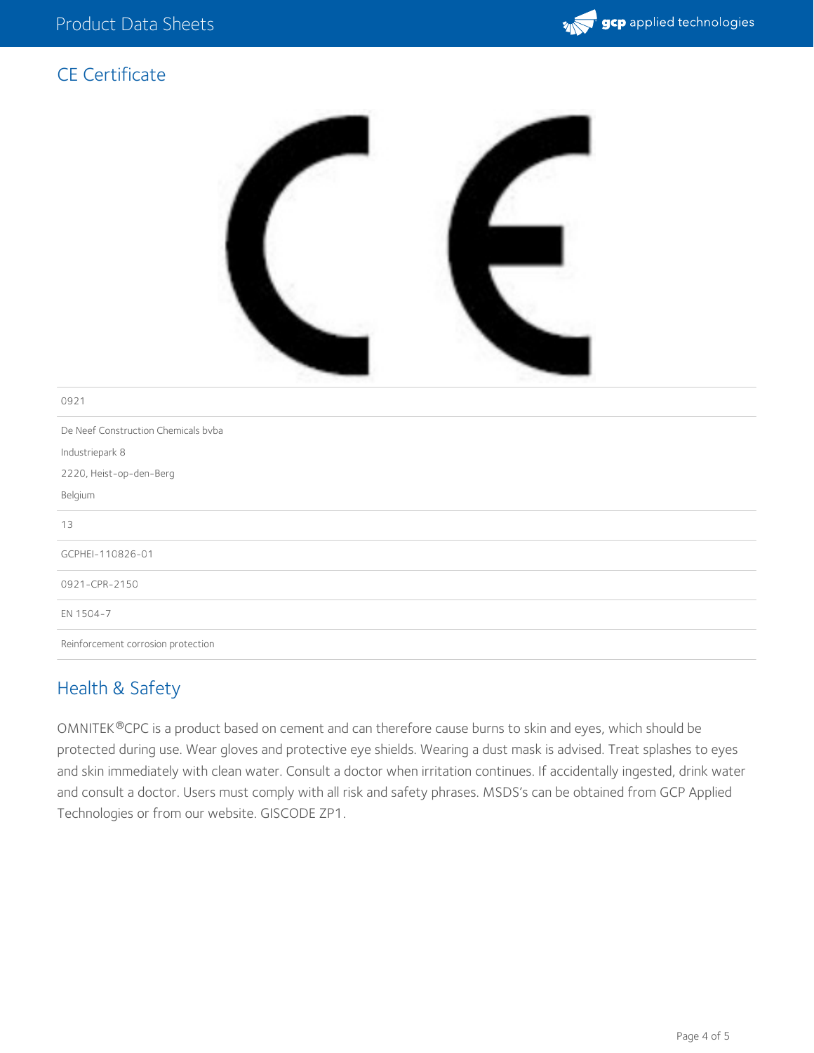## CE Certificate

0921

De Neef Construction Chemicals bvba

Industriepark 8

2220, Heist-op-den-Berg

Belgium

13

GCPHEI-110826-01

0921-CPR-2150

EN 1504-7

Reinforcement corrosion protection

## Health & Safety

OMNITEK®CPC is a product based on cement and can therefore cause burns to skin and eyes, which should be protected during use. Wear gloves and protective eye shields. Wearing a dust mask is advised. Treat splashes to eyes and skin immediately with clean water. Consult a doctor when irritation continues. If accidentally ingested, drink water and consult a doctor. Users must comply with all risk and safety phrases. MSDS's can be obtained from GCP Applied Technologies or from our website. GISCODE ZP1.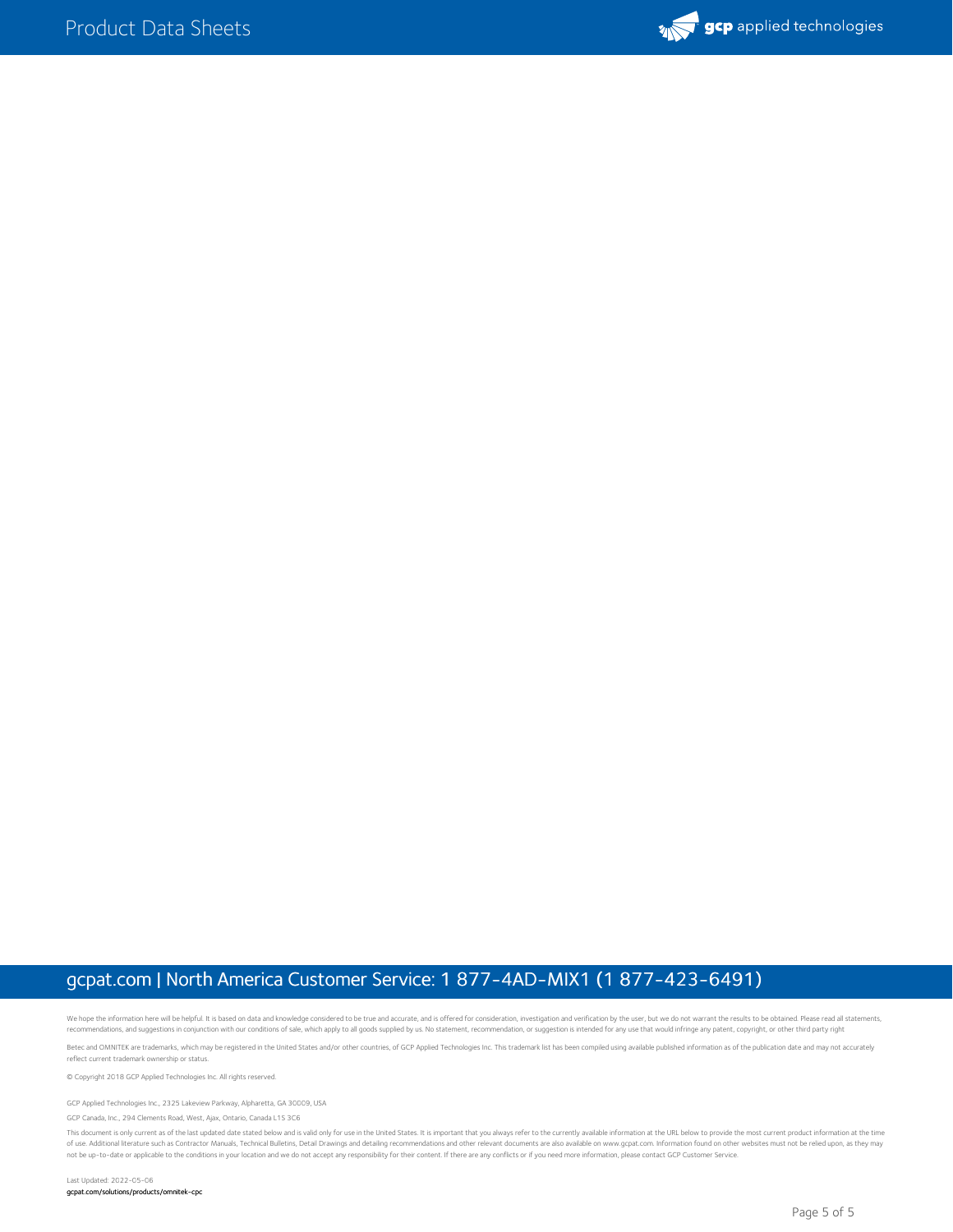gcpat.com | North America Customer Service: 1 877-4AD-MIX1 (1 877-423-6491)

We hope the information here will be helpful. It is based on data and knowledge considered to be true and accurate, and is offered for consideration, investigation and verification by the user, but we do not warrant the results to be obtained. Please read all statements, recommendations, and suggestions in conjunction with our conditions of sale, which apply to all goods supplied by us. No statement, recommendation, or suggestion is intended for any use that would infringe any patent, copyright, or other third party right

Betec and OMNITEK are trademarks, which may be registered in the United States and/or other countries, of GCP Applied Technologies Inc. This trademark list has been compiled using available published information as of the publication date and may not accurately reflect current trademark ownership or status.

© Copyright 2018 GCP Applied Technologies Inc. All rights reserved.

GCP Applied Technologies Inc., 2325 Lakeview Parkway, Alpharetta, GA 30009, USA

GCP Canada, Inc., 294 Clements Road, West, Ajax, Ontario, Canada L1S 3C6

This document is only current as of the last updated date stated below and is valid only for use in the United States. It is important that you always refer to the currently available information at the URL below to provide the most current product information at the time of use. Additional literature such as Contractor Manuals, Technical Bulletins, Detail Drawings and detailing recommendations and other relevant documents are also available on www.gcpat.com. Information found on other websites must not be relied upon, as they may not be up-to-date or applicable to the conditions in your location and we do not accept any responsibility for their content. If there are any conflicts or if you need more information, please contact GCP Customer Service.

Last Updated: 2022-05-06

gcpat.com/solutions/products/omnitek-cpc